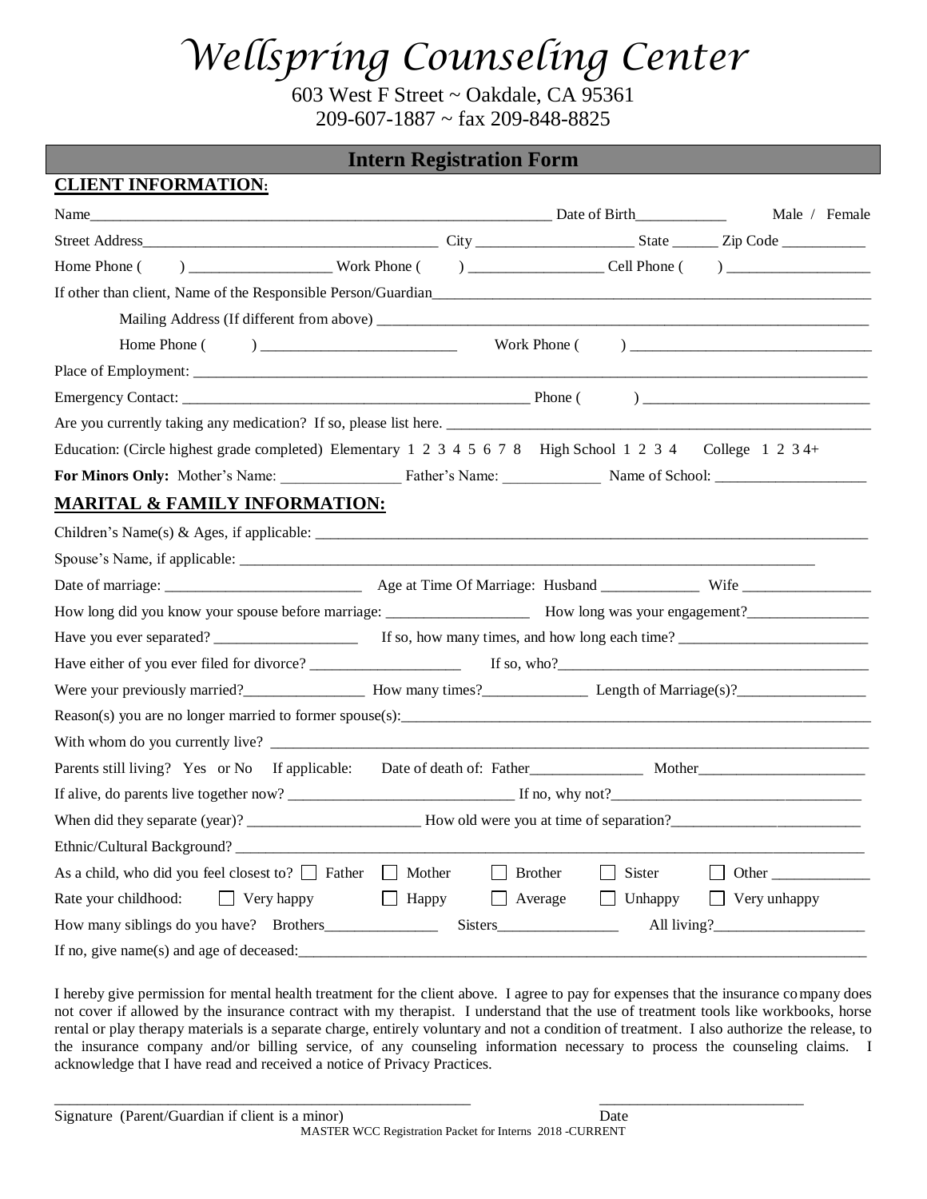# Wellspring Counseling Center

603 West F Street ~ Oakdale, CA 95361
209-607-1887 ~ fax 209-848-8825

## Intern Registration Form

### CLIENT INFORMATION:

Name_______________________________________________ Date of Birth___________ Male / Female

Street Address__________________________________ City __________________ State ______ Zip Code __________

Home Phone (    ) __________________ Work Phone (    ) _________________ Cell Phone (    ) __________________

If other than client, Name of the Responsible Person/Guardian_______________________________________________

Mailing Address (If different from above) _______________________________________________

Home Phone (    ) _________________________ Work Phone (    ) _______________________________

Place of Employment: _______________________________________________________________________

Emergency Contact: _____________________________________________ Phone (    ) ___________________________

Are you currently taking any medication? If so, please list here. ____________________________________________

Education: (Circle highest grade completed) Elementary 1 2 3 4 5 6 7 8 High School 1 2 3 4 College 1 2 3 4+

**For Minors Only:** Mother's Name: _______________ Father's Name: ____________ Name of School: ___________________

### MARITAL & FAMILY INFORMATION:

Children's Name(s) & Ages, if applicable: ________________________________________________________________

Spouse's Name, if applicable: ___________________________________________________________________

Date of marriage: _________________________ Age at Time Of Marriage: Husband ____________ Wife ________________

How long did you know your spouse before marriage: __________________ How long was your engagement?_______________

Have you ever separated? __________________ If so, how many times, and how long each time? ________________________

Have either of you ever filed for divorce? ___________________ If so, who?________________________________________

Were your previously married?_______________ How many times?_____________ Length of Marriage(s)?________________

Reason(s) you are no longer married to former spouse(s):_____________________________________________________

With whom do you currently live? ______________________________________________________________________

Parents still living? Yes or No If applicable: Date of death of: Father______________ Mother_____________________

If alive, do parents live together now? _____________________________ If no, why not?________________________________

When did they separate (year)? ______________________ How old were you at time of separation?________________________

Ethnic/Cultural Background? _____________________________________________________________________________

As a child, who did you feel closest to? ☐ Father ☐ Mother ☐ Brother ☐ Sister ☐ Other ____________

Rate your childhood: ☐ Very happy ☐ Happy ☐ Average ☐ Unhappy ☐ Very unhappy

How many siblings do you have? Brothers______________ Sisters_______________ All living?___________________

If no, give name(s) and age of deceased:___________________________________________________________________

I hereby give permission for mental health treatment for the client above. I agree to pay for expenses that the insurance company does not cover if allowed by the insurance contract with my therapist. I understand that the use of treatment tools like workbooks, horse rental or play therapy materials is a separate charge, entirely voluntary and not a condition of treatment. I also authorize the release, to the insurance company and/or billing service, of any counseling information necessary to process the counseling claims. I acknowledge that I have read and received a notice of Privacy Practices.

_______________________________________________________ ___________________________

Signature (Parent/Guardian if client is a minor) Date

MASTER WCC Registration Packet for Interns 2018 -CURRENT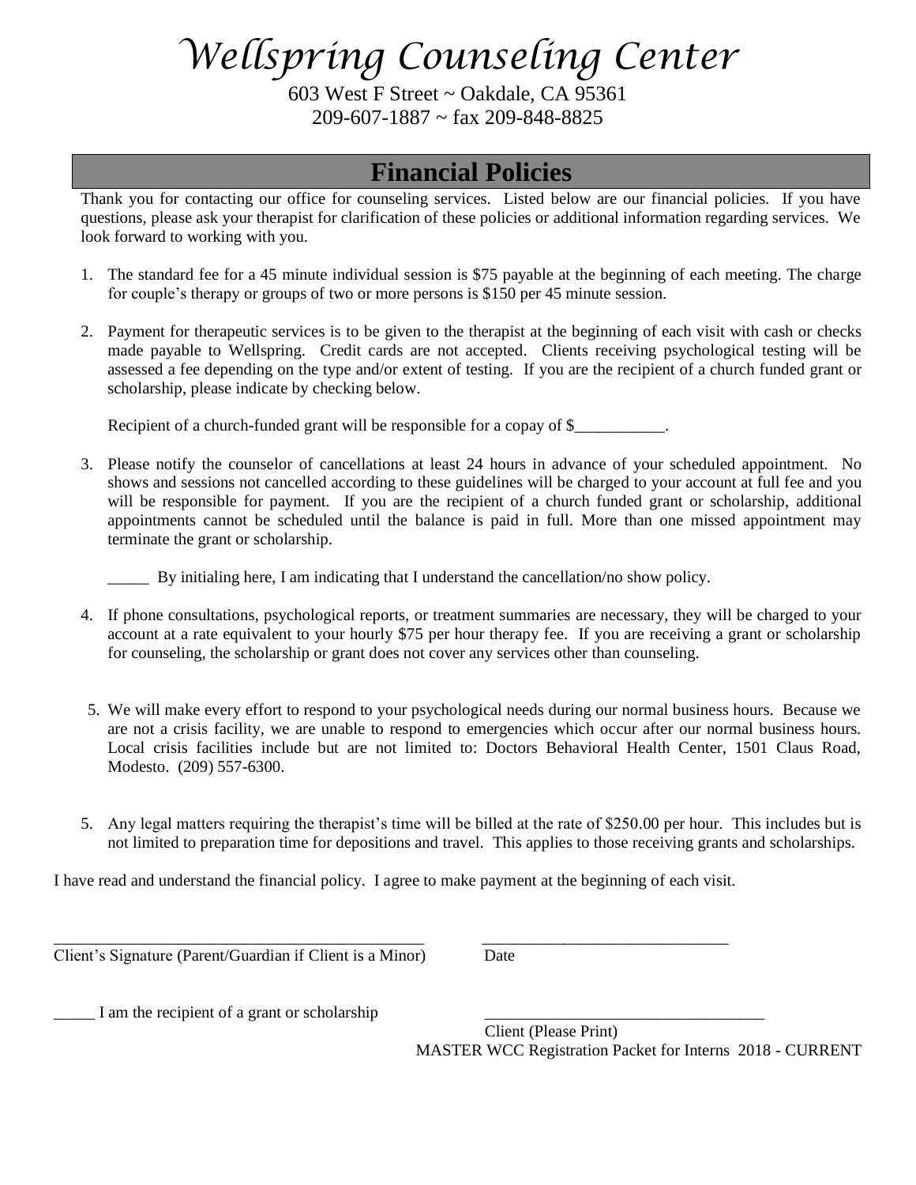# Wellspring Counseling Center

603 West F Street ~ Oakdale, CA 95361
209-607-1887 ~ fax 209-848-8825

## Financial Policies

Thank you for contacting our office for counseling services. Listed below are our financial policies. If you have questions, please ask your therapist for clarification of these policies or additional information regarding services. We look forward to working with you.

1. The standard fee for a 45 minute individual session is $75 payable at the beginning of each meeting. The charge for couple's therapy or groups of two or more persons is $150 per 45 minute session.

2. Payment for therapeutic services is to be given to the therapist at the beginning of each visit with cash or checks made payable to Wellspring. Credit cards are not accepted. Clients receiving psychological testing will be assessed a fee depending on the type and/or extent of testing. If you are the recipient of a church funded grant or scholarship, please indicate by checking below.

   Recipient of a church-funded grant will be responsible for a copay of $___________.

3. Please notify the counselor of cancellations at least 24 hours in advance of your scheduled appointment. No shows and sessions not cancelled according to these guidelines will be charged to your account at full fee and you will be responsible for payment. If you are the recipient of a church funded grant or scholarship, additional appointments cannot be scheduled until the balance is paid in full. More than one missed appointment may terminate the grant or scholarship.

   _____ By initialing here, I am indicating that I understand the cancellation/no show policy.

4. If phone consultations, psychological reports, or treatment summaries are necessary, they will be charged to your account at a rate equivalent to your hourly $75 per hour therapy fee. If you are receiving a grant or scholarship for counseling, the scholarship or grant does not cover any services other than counseling.

5. We will make every effort to respond to your psychological needs during our normal business hours. Because we are not a crisis facility, we are unable to respond to emergencies which occur after our normal business hours. Local crisis facilities include but are not limited to: Doctors Behavioral Health Center, 1501 Claus Road, Modesto. (209) 557-6300.

5. Any legal matters requiring the therapist's time will be billed at the rate of $250.00 per hour. This includes but is not limited to preparation time for depositions and travel. This applies to those receiving grants and scholarships.

I have read and understand the financial policy. I agree to make payment at the beginning of each visit.

_______________________________________________ ______________________________
Client's Signature (Parent/Guardian if Client is a Minor) Date

_____ I am the recipient of a grant or scholarship ___________________________________
Client (Please Print)

MASTER WCC Registration Packet for Interns 2018 - CURRENT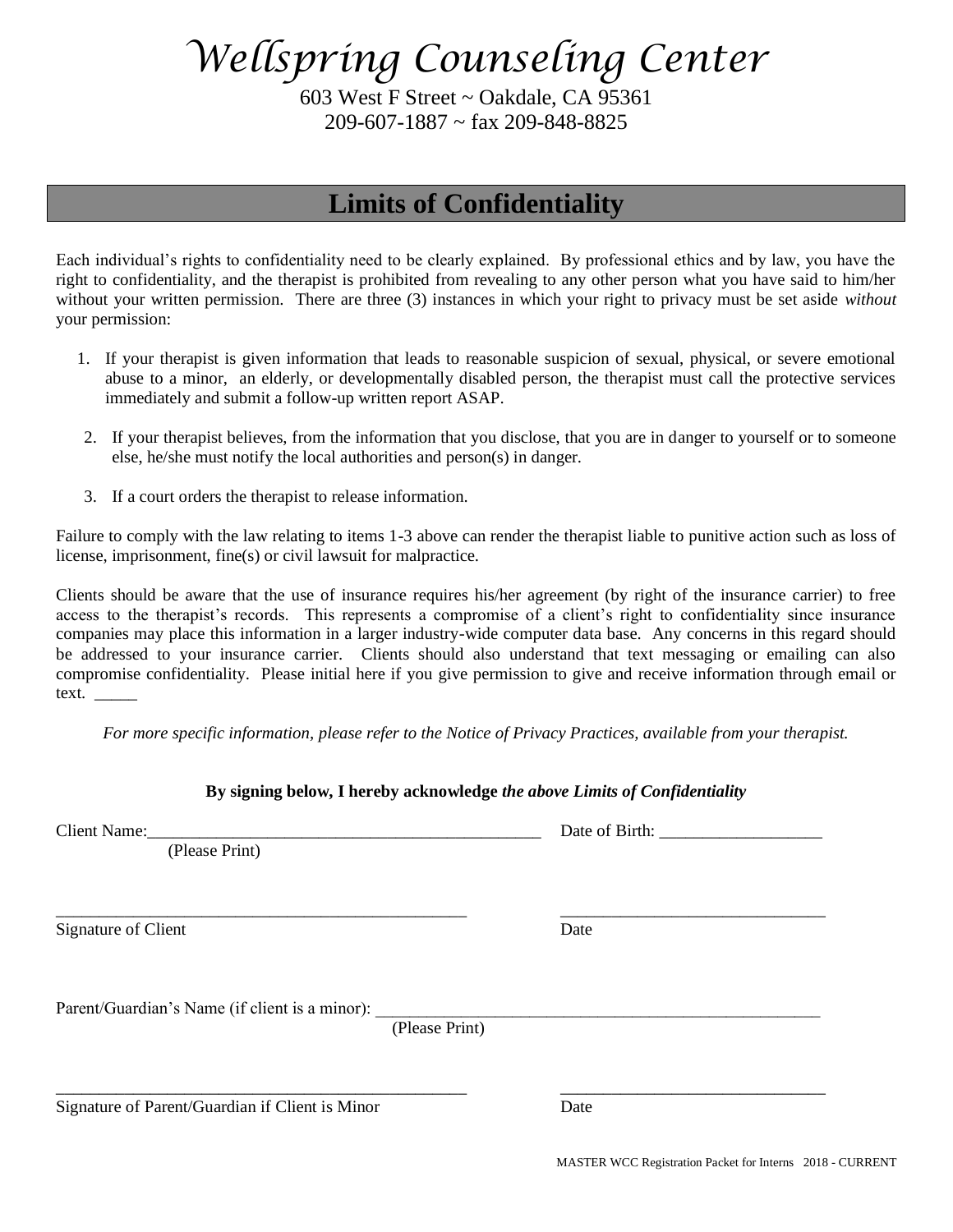# Wellspring Counseling Center

603 West F Street ~ Oakdale, CA 95361
209-607-1887 ~ fax 209-848-8825

## Limits of Confidentiality

Each individual's rights to confidentiality need to be clearly explained. By professional ethics and by law, you have the right to confidentiality, and the therapist is prohibited from revealing to any other person what you have said to him/her without your written permission. There are three (3) instances in which your right to privacy must be set aside *without* your permission:

1. If your therapist is given information that leads to reasonable suspicion of sexual, physical, or severe emotional abuse to a minor, an elderly, or developmentally disabled person, the therapist must call the protective services immediately and submit a follow-up written report ASAP.
2. If your therapist believes, from the information that you disclose, that you are in danger to yourself or to someone else, he/she must notify the local authorities and person(s) in danger.
3. If a court orders the therapist to release information.

Failure to comply with the law relating to items 1-3 above can render the therapist liable to punitive action such as loss of license, imprisonment, fine(s) or civil lawsuit for malpractice.

Clients should be aware that the use of insurance requires his/her agreement (by right of the insurance carrier) to free access to the therapist's records. This represents a compromise of a client's right to confidentiality since insurance companies may place this information in a larger industry-wide computer data base. Any concerns in this regard should be addressed to your insurance carrier. Clients should also understand that text messaging or emailing can also compromise confidentiality. Please initial here if you give permission to give and receive information through email or text. _____

*For more specific information, please refer to the Notice of Privacy Practices, available from your therapist.*

**By signing below, I hereby acknowledge *the above Limits of Confidentiality***

Client Name:_________________________________________________ Date of Birth: ___________________
(Please Print)

___________________________________________________ _______________________________
Signature of Client Date

Parent/Guardian's Name (if client is a minor): _______________________________________________________
(Please Print)

___________________________________________________ _______________________________
Signature of Parent/Guardian if Client is Minor Date

MASTER WCC Registration Packet for Interns 2018 - CURRENT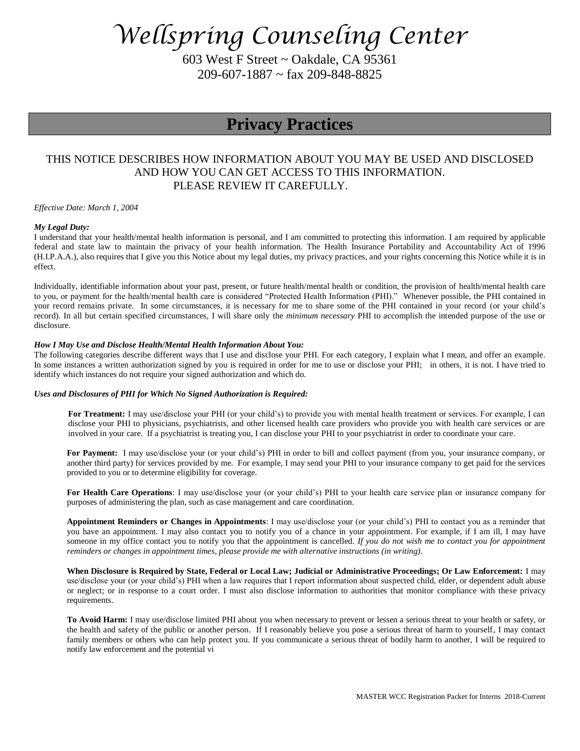# Wellspring Counseling Center

603 West F Street ~ Oakdale, CA 95361
209-607-1887 ~ fax 209-848-8825

## Privacy Practices

THIS NOTICE DESCRIBES HOW INFORMATION ABOUT YOU MAY BE USED AND DISCLOSED AND HOW YOU CAN GET ACCESS TO THIS INFORMATION.
PLEASE REVIEW IT CAREFULLY.

*Effective Date: March 1, 2004*

***My Legal Duty:***
I understand that your health/mental health information is personal, and I am committed to protecting this information. I am required by applicable federal and state law to maintain the privacy of your health information. The Health Insurance Portability and Accountability Act of 1996 (H.I.P.A.A.), also requires that I give you this Notice about my legal duties, my privacy practices, and your rights concerning this Notice while it is in effect.

Individually, identifiable information about your past, present, or future health/mental health or condition, the provision of health/mental health care to you, or payment for the health/mental health care is considered "Protected Health Information (PHI)." Whenever possible, the PHI contained in your record remains private. In some circumstances, it is necessary for me to share some of the PHI contained in your record (or your child's record). In all but certain specified circumstances, I will share only the *minimum necessary* PHI to accomplish the intended purpose of the use or disclosure.

***How I May Use and Disclose Health/Mental Health Information About You:***
The following categories describe different ways that I use and disclose your PHI. For each category, I explain what I mean, and offer an example. In some instances a written authorization signed by you is required in order for me to use or disclose your PHI; in others, it is not. I have tried to identify which instances do not require your signed authorization and which do.

***Uses and Disclosures of PHI for Which No Signed Authorization is Required:***

**For Treatment:** I may use/disclose your PHI (or your child's) to provide you with mental health treatment or services. For example, I can disclose your PHI to physicians, psychiatrists, and other licensed health care providers who provide you with health care services or are involved in your care. If a psychiatrist is treating you, I can disclose your PHI to your psychiatrist in order to coordinate your care.

**For Payment:** I may use/disclose your (or your child's) PHI in order to bill and collect payment (from you, your insurance company, or another third party) for services provided by me. For example, I may send your PHI to your insurance company to get paid for the services provided to you or to determine eligibility for coverage.

**For Health Care Operations**: I may use/disclose your (or your child's) PHI to your health care service plan or insurance company for purposes of administering the plan, such as case management and care coordination.

**Appointment Reminders or Changes in Appointments**: I may use/disclose your (or your child's) PHI to contact you as a reminder that you have an appointment. I may also contact you to notify you of a chance in your appointment. For example, if I am ill, I may have someone in my office contact you to notify you that the appointment is cancelled. *If you do not wish me to contact you for appointment reminders or changes in appointment times, please provide me with alternative instructions (in writing).*

**When Disclosure is Required by State, Federal or Local Law; Judicial or Administrative Proceedings; Or Law Enforcement:** I may use/disclose your (or your child's) PHI when a law requires that I report information about suspected child, elder, or dependent adult abuse or neglect; or in response to a court order. I must also disclose information to authorities that monitor compliance with these privacy requirements.

**To Avoid Harm:** I may use/disclose limited PHI about you when necessary to prevent or lessen a serious threat to your health or safety, or the health and safety of the public or another person. If I reasonably believe you pose a serious threat of harm to yourself, I may contact family members or others who can help protect you. If you communicate a serious threat of bodily harm to another, I will be required to notify law enforcement and the potential vi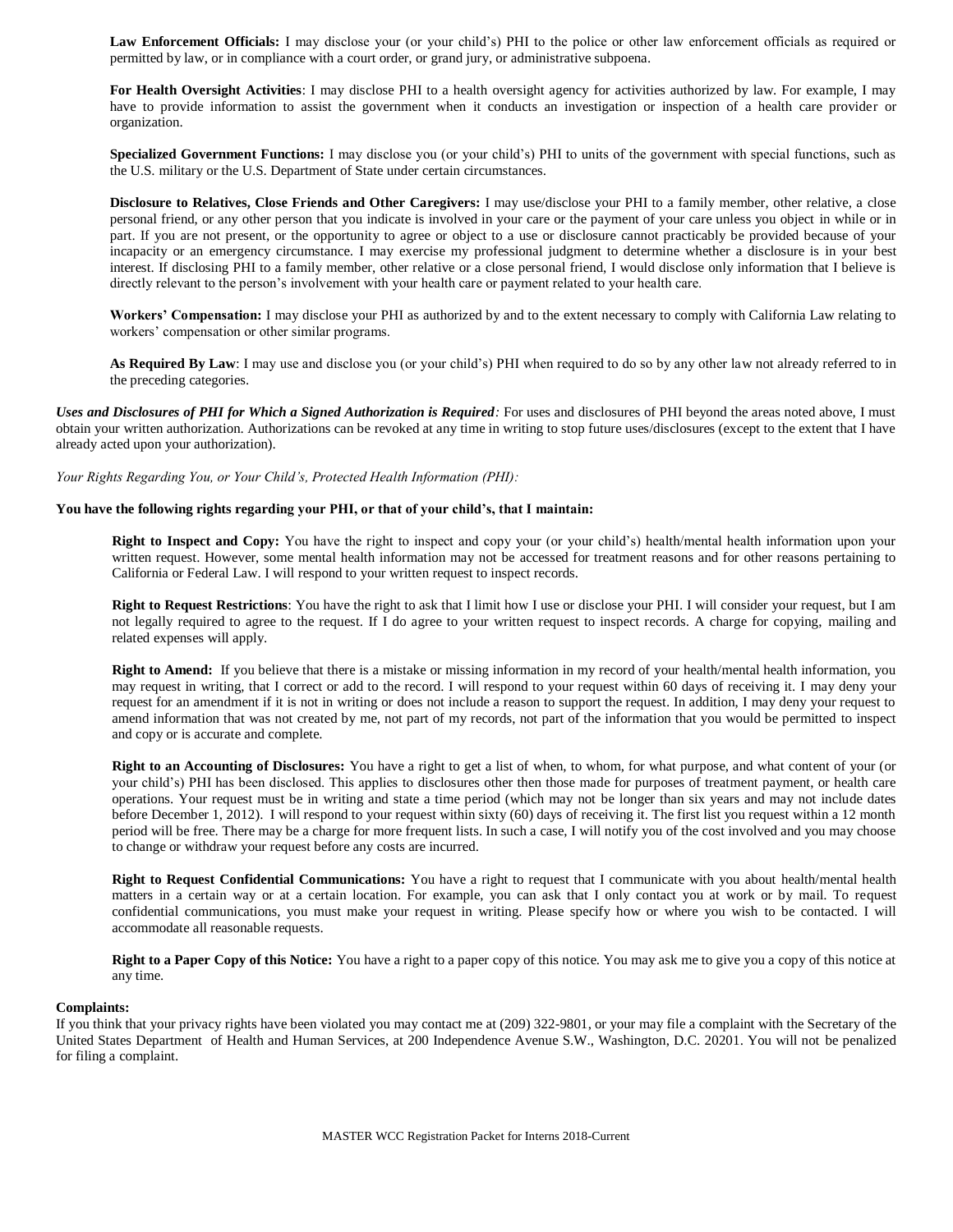**Law Enforcement Officials:** I may disclose your (or your child's) PHI to the police or other law enforcement officials as required or permitted by law, or in compliance with a court order, or grand jury, or administrative subpoena.

**For Health Oversight Activities**: I may disclose PHI to a health oversight agency for activities authorized by law. For example, I may have to provide information to assist the government when it conducts an investigation or inspection of a health care provider or organization.

**Specialized Government Functions:** I may disclose you (or your child's) PHI to units of the government with special functions, such as the U.S. military or the U.S. Department of State under certain circumstances.

**Disclosure to Relatives, Close Friends and Other Caregivers:** I may use/disclose your PHI to a family member, other relative, a close personal friend, or any other person that you indicate is involved in your care or the payment of your care unless you object in while or in part. If you are not present, or the opportunity to agree or object to a use or disclosure cannot practicably be provided because of your incapacity or an emergency circumstance. I may exercise my professional judgment to determine whether a disclosure is in your best interest. If disclosing PHI to a family member, other relative or a close personal friend, I would disclose only information that I believe is directly relevant to the person's involvement with your health care or payment related to your health care.

**Workers' Compensation:** I may disclose your PHI as authorized by and to the extent necessary to comply with California Law relating to workers' compensation or other similar programs.

**As Required By Law**: I may use and disclose you (or your child's) PHI when required to do so by any other law not already referred to in the preceding categories.

***Uses and Disclosures of PHI for Which a Signed Authorization is Required:*** For uses and disclosures of PHI beyond the areas noted above, I must obtain your written authorization. Authorizations can be revoked at any time in writing to stop future uses/disclosures (except to the extent that I have already acted upon your authorization).

*Your Rights Regarding You, or Your Child's, Protected Health Information (PHI):*

**You have the following rights regarding your PHI, or that of your child's, that I maintain:**

**Right to Inspect and Copy:** You have the right to inspect and copy your (or your child's) health/mental health information upon your written request. However, some mental health information may not be accessed for treatment reasons and for other reasons pertaining to California or Federal Law. I will respond to your written request to inspect records.

**Right to Request Restrictions**: You have the right to ask that I limit how I use or disclose your PHI. I will consider your request, but I am not legally required to agree to the request. If I do agree to your written request to inspect records. A charge for copying, mailing and related expenses will apply.

**Right to Amend:** If you believe that there is a mistake or missing information in my record of your health/mental health information, you may request in writing, that I correct or add to the record. I will respond to your request within 60 days of receiving it. I may deny your request for an amendment if it is not in writing or does not include a reason to support the request. In addition, I may deny your request to amend information that was not created by me, not part of my records, not part of the information that you would be permitted to inspect and copy or is accurate and complete.

**Right to an Accounting of Disclosures:** You have a right to get a list of when, to whom, for what purpose, and what content of your (or your child's) PHI has been disclosed. This applies to disclosures other then those made for purposes of treatment payment, or health care operations. Your request must be in writing and state a time period (which may not be longer than six years and may not include dates before December 1, 2012). I will respond to your request within sixty (60) days of receiving it. The first list you request within a 12 month period will be free. There may be a charge for more frequent lists. In such a case, I will notify you of the cost involved and you may choose to change or withdraw your request before any costs are incurred.

**Right to Request Confidential Communications:** You have a right to request that I communicate with you about health/mental health matters in a certain way or at a certain location. For example, you can ask that I only contact you at work or by mail. To request confidential communications, you must make your request in writing. Please specify how or where you wish to be contacted. I will accommodate all reasonable requests.

**Right to a Paper Copy of this Notice:** You have a right to a paper copy of this notice. You may ask me to give you a copy of this notice at any time.

**Complaints:**
If you think that your privacy rights have been violated you may contact me at (209) 322-9801, or your may file a complaint with the Secretary of the United States Department of Health and Human Services, at 200 Independence Avenue S.W., Washington, D.C. 20201. You will not be penalized for filing a complaint.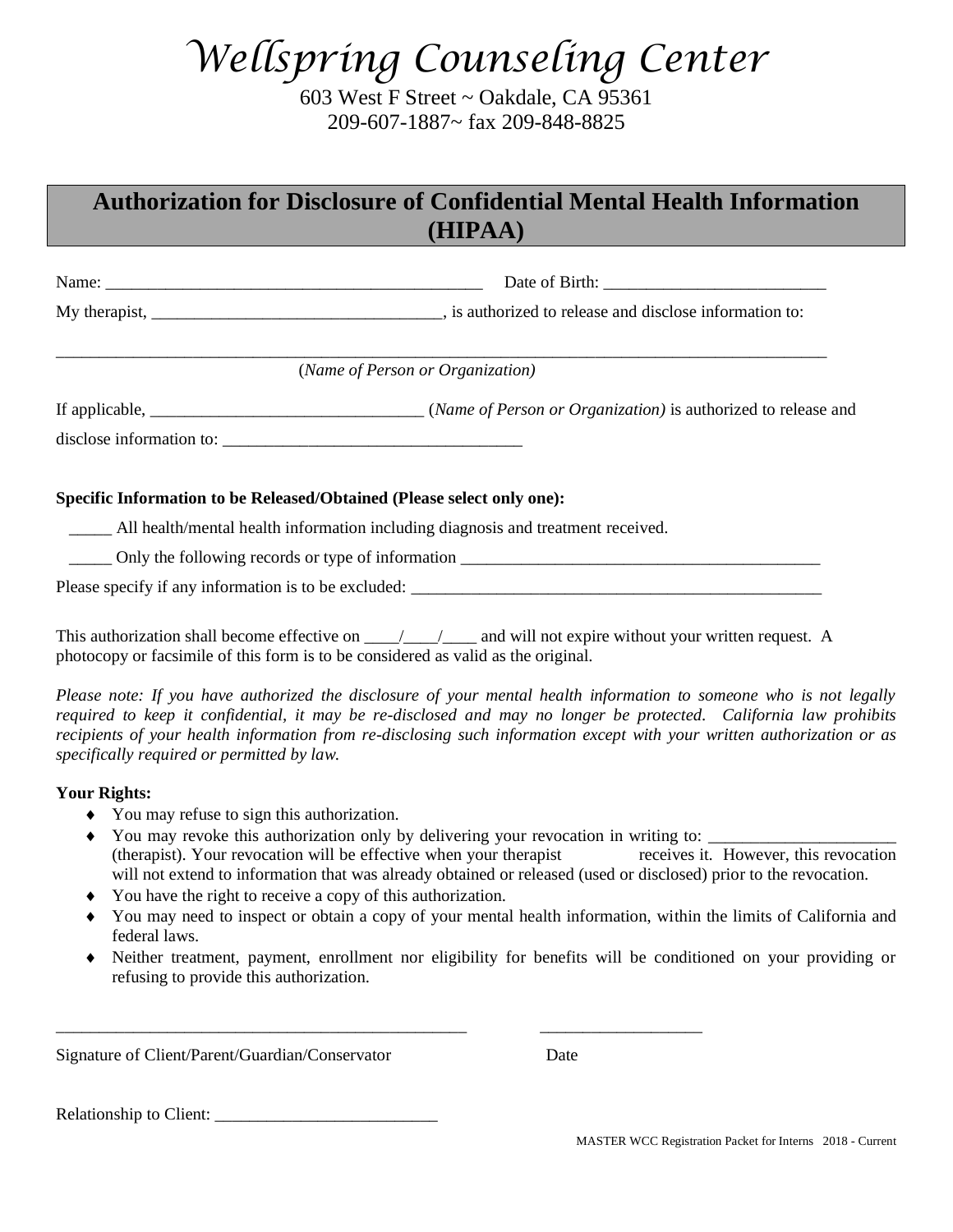# Wellspring Counseling Center

603 West F Street ~ Oakdale, CA 95361
209-607-1887~ fax 209-848-8825

## Authorization for Disclosure of Confidential Mental Health Information (HIPAA)

Name: _____________________________________________ Date of Birth: __________________________

My therapist, __________________________________, is authorized to release and disclose information to:

___________________________________________________________________________________________

(*Name of Person or Organization)*

If applicable, ________________________________ (*Name of Person or Organization)* is authorized to release and disclose information to: __________________________________

**Specific Information to be Released/Obtained (Please select only one):**

_____ All health/mental health information including diagnosis and treatment received.

_____ Only the following records or type of information ___________________________________________

Please specify if any information is to be excluded: _________________________________________________

This authorization shall become effective on ____/____/____ and will not expire without your written request. A photocopy or facsimile of this form is to be considered as valid as the original.

*Please note: If you have authorized the disclosure of your mental health information to someone who is not legally required to keep it confidential, it may be re-disclosed and may no longer be protected. California law prohibits recipients of your health information from re-disclosing such information except with your written authorization or as specifically required or permitted by law.*

**Your Rights:**

- You may refuse to sign this authorization.
- You may revoke this authorization only by delivering your revocation in writing to: ______________________ (therapist). Your revocation will be effective when your therapist receives it. However, this revocation will not extend to information that was already obtained or released (used or disclosed) prior to the revocation.
- You have the right to receive a copy of this authorization.
- You may need to inspect or obtain a copy of your mental health information, within the limits of California and federal laws.
- Neither treatment, payment, enrollment nor eligibility for benefits will be conditioned on your providing or refusing to provide this authorization.

_________________________________________________ __________________

Signature of Client/Parent/Guardian/Conservator Date

Relationship to Client: __________________________

MASTER WCC Registration Packet for Interns 2018 - Current